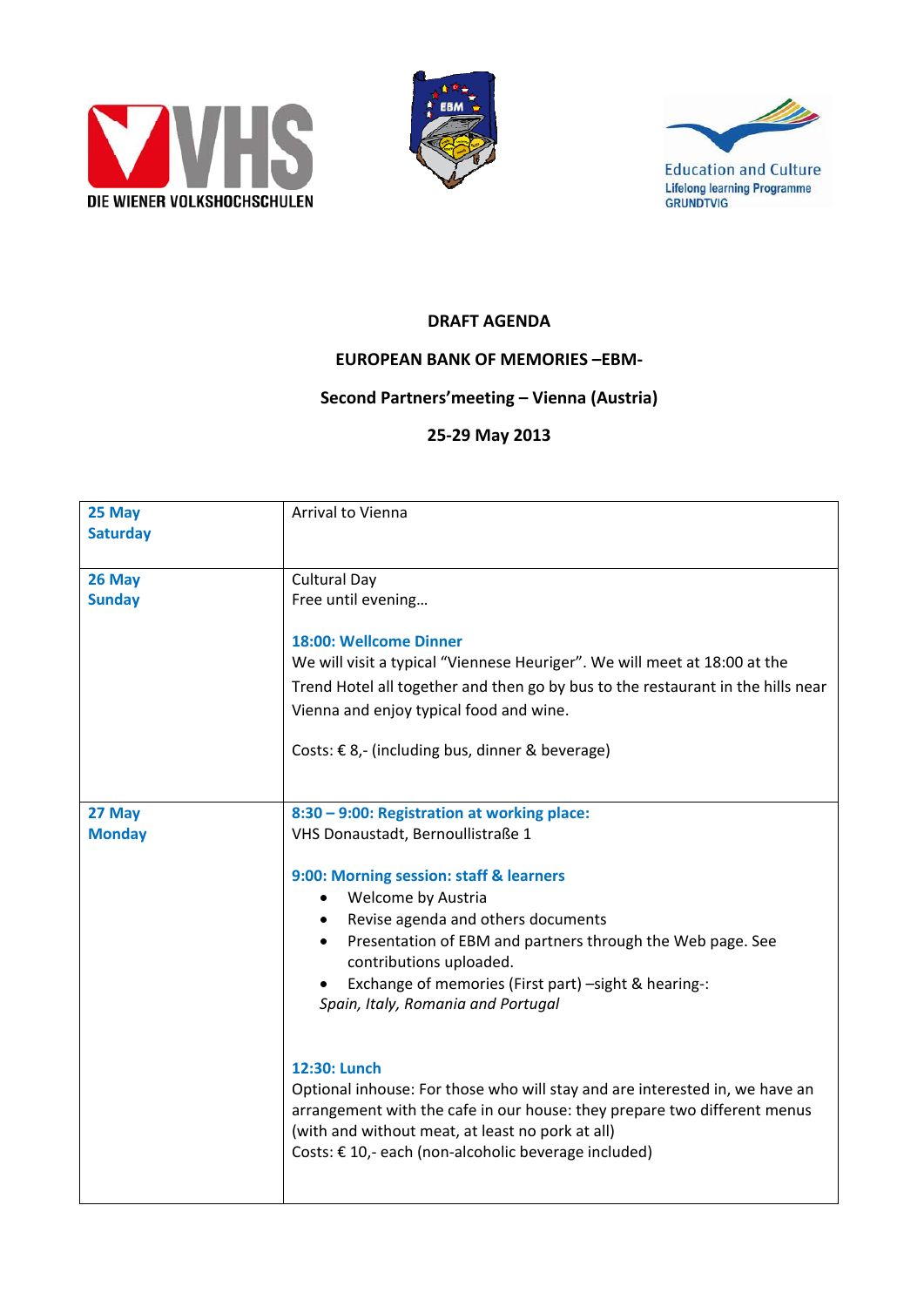DIE WIENER VOLKSHOCHSCHULEN

Education and Culture
Lifelong learning Programme
GRUNDTVIG

**DRAFT AGENDA**

**EUROPEAN BANK OF MEMORIES –EBM-**

**Second Partners'meeting – Vienna (Austria)**

**25-29 May 2013**

| | |
|---|---|
| **25 May**<br>**Saturday** | Arrival to Vienna |
| **26 May**<br>**Sunday** | Cultural Day<br>Free until evening…<br><br>**18:00: Wellcome Dinner**<br>We will visit a typical "Viennese Heuriger". We will meet at 18:00 at the Trend Hotel all together and then go by bus to the restaurant in the hills near Vienna and enjoy typical food and wine.<br><br>Costs: € 8,- (including bus, dinner & beverage) |
| **27 May**<br>**Monday** | **8:30 – 9:00: Registration at working place:**<br>VHS Donaustadt, Bernoullistraße 1<br><br>**9:00: Morning session: staff & learners**<br>• Welcome by Austria<br>• Revise agenda and others documents<br>• Presentation of EBM and partners through the Web page. See contributions uploaded.<br>• Exchange of memories (First part) –sight & hearing-:<br>*Spain, Italy, Romania and Portugal*<br><br>**12:30: Lunch**<br>Optional inhouse: For those who will stay and are interested in, we have an arrangement with the cafe in our house: they prepare two different menus (with and without meat, at least no pork at all)<br>Costs: € 10,- each (non-alcoholic beverage included) |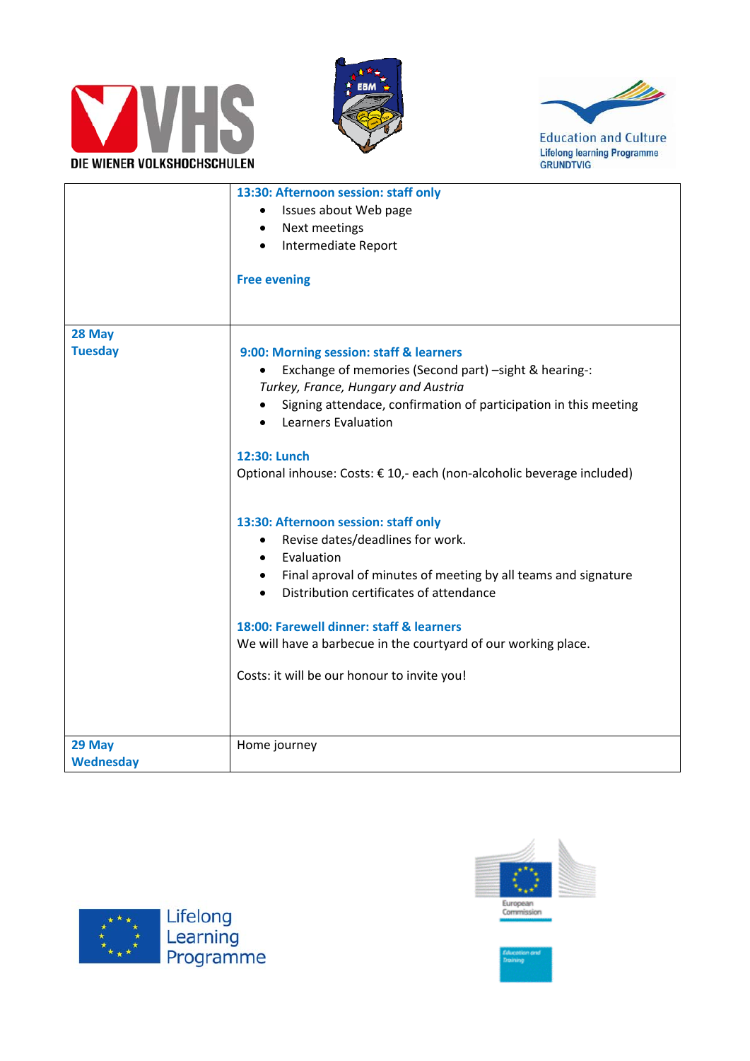| | |
|---|---|
| | **13:30: Afternoon session: staff only**<br>• Issues about Web page<br>• Next meetings<br>• Intermediate Report<br><br>**Free evening** |
| **28 May**<br>**Tuesday** | **9:00: Morning session: staff & learners**<br>• Exchange of memories (Second part) –sight & hearing-: *Turkey, France, Hungary and Austria*<br>• Signing attendace, confirmation of participation in this meeting<br>• Learners Evaluation<br><br>**12:30: Lunch**<br>Optional inhouse: Costs: € 10,- each (non-alcoholic beverage included)<br><br>**13:30: Afternoon session: staff only**<br>• Revise dates/deadlines for work.<br>• Evaluation<br>• Final aproval of minutes of meeting by all teams and signature<br>• Distribution certificates of attendance<br><br>**18:00: Farewell dinner: staff & learners**<br>We will have a barbecue in the courtyard of our working place.<br><br>Costs: it will be our honour to invite you! |
| **29 May**<br>**Wednesday** | Home journey |